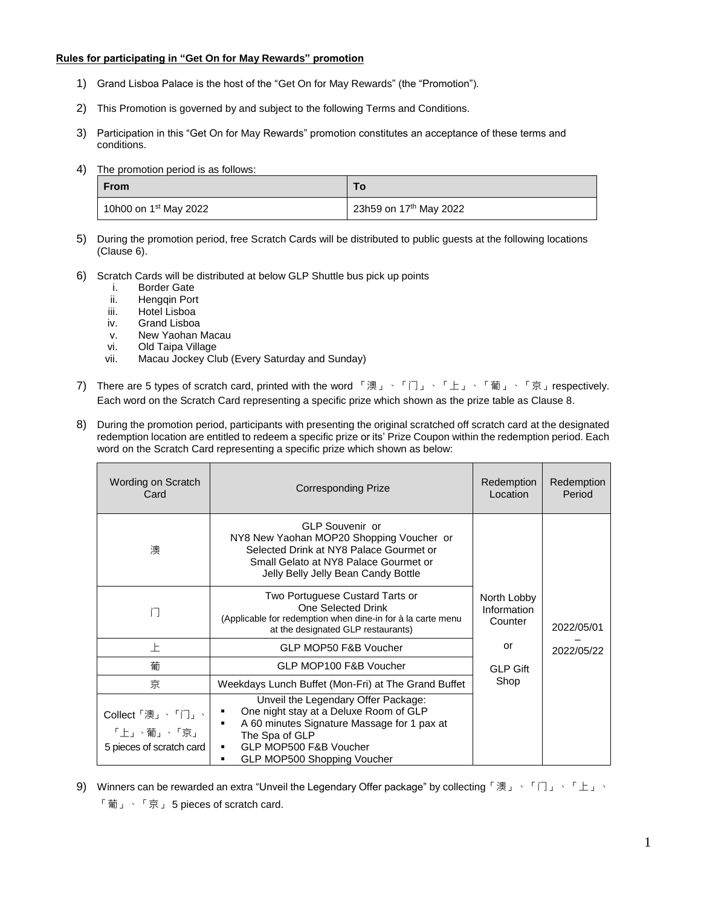**Rules for participating in "Get On for May Rewards" promotion**

1) Grand Lisboa Palace is the host of the "Get On for May Rewards" (the "Promotion").

2) This Promotion is governed by and subject to the following Terms and Conditions.

3) Participation in this "Get On for May Rewards" promotion constitutes an acceptance of these terms and conditions.

4) The promotion period is as follows:

| From | To |
|---|---|
| 10h00 on 1st May 2022 | 23h59 on 17th May 2022 |

5) During the promotion period, free Scratch Cards will be distributed to public guests at the following locations (Clause 6).

6) Scratch Cards will be distributed at below GLP Shuttle bus pick up points
   i. Border Gate
   ii. Hengqin Port
   iii. Hotel Lisboa
   iv. Grand Lisboa
   v. New Yaohan Macau
   vi. Old Taipa Village
   vii. Macau Jockey Club (Every Saturday and Sunday)

7) There are 5 types of scratch card, printed with the word 「澳」、「门」、「上」、「葡」、「京」respectively. Each word on the Scratch Card representing a specific prize which shown as the prize table as Clause 8.

8) During the promotion period, participants with presenting the original scratched off scratch card at the designated redemption location are entitled to redeem a specific prize or its' Prize Coupon within the redemption period. Each word on the Scratch Card representing a specific prize which shown as below:

| Wording on Scratch Card | Corresponding Prize | Redemption Location | Redemption Period |
|---|---|---|---|
| 澳 | GLP Souvenir or<br>NY8 New Yaohan MOP20 Shopping Voucher or<br>Selected Drink at NY8 Palace Gourmet or<br>Small Gelato at NY8 Palace Gourmet or<br>Jelly Belly Jelly Bean Candy Bottle | North Lobby Information Counter<br>or<br>GLP Gift Shop | 2022/05/01<br>–<br>2022/05/22 |
| 门 | Two Portuguese Custard Tarts or<br>One Selected Drink<br>(Applicable for redemption when dine-in for à la carte menu at the designated GLP restaurants) | | |
| 上 | GLP MOP50 F&B Voucher | | |
| 葡 | GLP MOP100 F&B Voucher | | |
| 京 | Weekdays Lunch Buffet (Mon-Fri) at The Grand Buffet | | |
| Collect「澳」、「门」、「上」、葡」、「京」5 pieces of scratch card | Unveil the Legendary Offer Package:<br>▪ One night stay at a Deluxe Room of GLP<br>▪ A 60 minutes Signature Massage for 1 pax at The Spa of GLP<br>▪ GLP MOP500 F&B Voucher<br>▪ GLP MOP500 Shopping Voucher | | |

9) Winners can be rewarded an extra "Unveil the Legendary Offer package" by collecting「澳」、「门」、「上」、「葡」、「京」5 pieces of scratch card.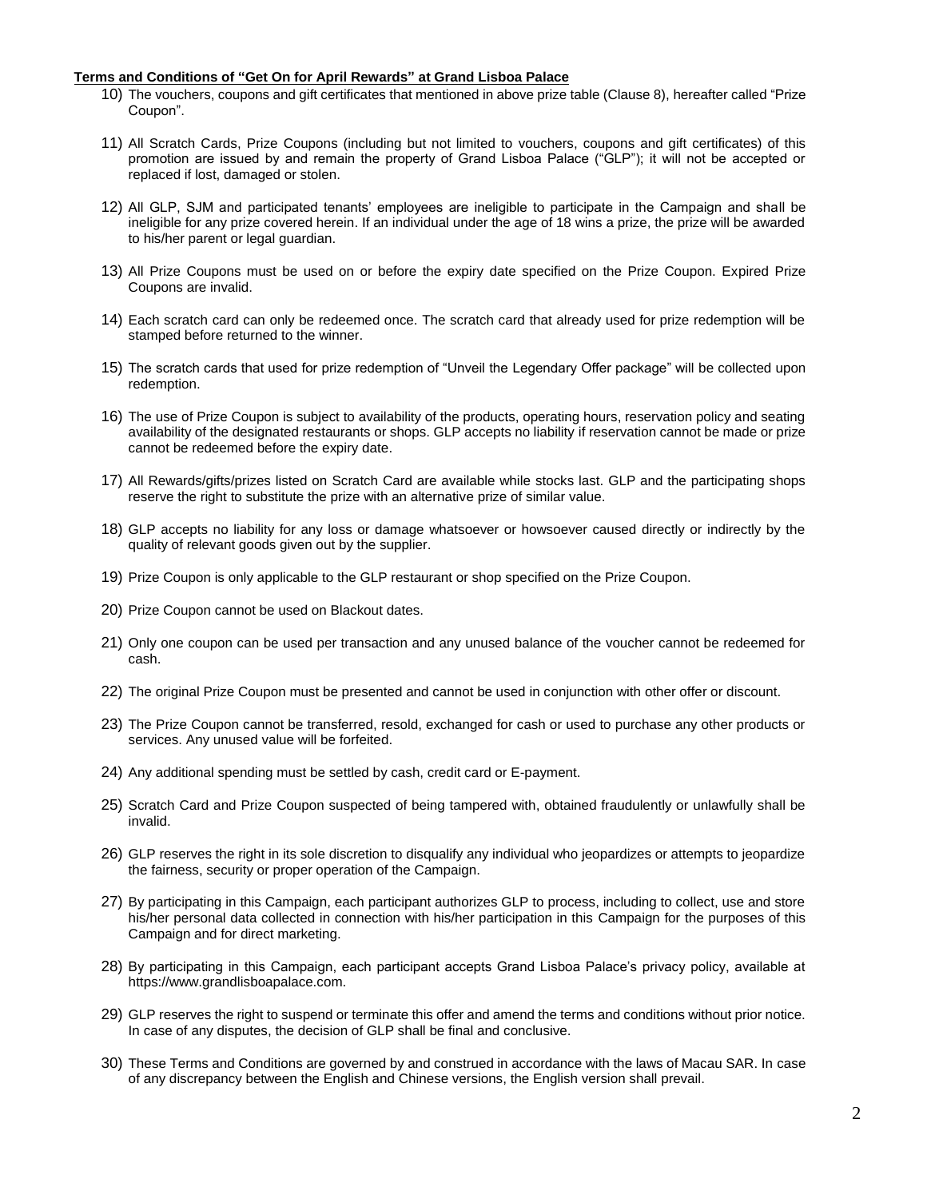**Terms and Conditions of "Get On for April Rewards" at Grand Lisboa Palace**

10) The vouchers, coupons and gift certificates that mentioned in above prize table (Clause 8), hereafter called "Prize Coupon".

11) All Scratch Cards, Prize Coupons (including but not limited to vouchers, coupons and gift certificates) of this promotion are issued by and remain the property of Grand Lisboa Palace ("GLP"); it will not be accepted or replaced if lost, damaged or stolen.

12) All GLP, SJM and participated tenants' employees are ineligible to participate in the Campaign and shall be ineligible for any prize covered herein. If an individual under the age of 18 wins a prize, the prize will be awarded to his/her parent or legal guardian.

13) All Prize Coupons must be used on or before the expiry date specified on the Prize Coupon. Expired Prize Coupons are invalid.

14) Each scratch card can only be redeemed once. The scratch card that already used for prize redemption will be stamped before returned to the winner.

15) The scratch cards that used for prize redemption of "Unveil the Legendary Offer package" will be collected upon redemption.

16) The use of Prize Coupon is subject to availability of the products, operating hours, reservation policy and seating availability of the designated restaurants or shops. GLP accepts no liability if reservation cannot be made or prize cannot be redeemed before the expiry date.

17) All Rewards/gifts/prizes listed on Scratch Card are available while stocks last. GLP and the participating shops reserve the right to substitute the prize with an alternative prize of similar value.

18) GLP accepts no liability for any loss or damage whatsoever or howsoever caused directly or indirectly by the quality of relevant goods given out by the supplier.

19) Prize Coupon is only applicable to the GLP restaurant or shop specified on the Prize Coupon.

20) Prize Coupon cannot be used on Blackout dates.

21) Only one coupon can be used per transaction and any unused balance of the voucher cannot be redeemed for cash.

22) The original Prize Coupon must be presented and cannot be used in conjunction with other offer or discount.

23) The Prize Coupon cannot be transferred, resold, exchanged for cash or used to purchase any other products or services. Any unused value will be forfeited.

24) Any additional spending must be settled by cash, credit card or E-payment.

25) Scratch Card and Prize Coupon suspected of being tampered with, obtained fraudulently or unlawfully shall be invalid.

26) GLP reserves the right in its sole discretion to disqualify any individual who jeopardizes or attempts to jeopardize the fairness, security or proper operation of the Campaign.

27) By participating in this Campaign, each participant authorizes GLP to process, including to collect, use and store his/her personal data collected in connection with his/her participation in this Campaign for the purposes of this Campaign and for direct marketing.

28) By participating in this Campaign, each participant accepts Grand Lisboa Palace's privacy policy, available at https://www.grandlisboapalace.com.

29) GLP reserves the right to suspend or terminate this offer and amend the terms and conditions without prior notice. In case of any disputes, the decision of GLP shall be final and conclusive.

30) These Terms and Conditions are governed by and construed in accordance with the laws of Macau SAR. In case of any discrepancy between the English and Chinese versions, the English version shall prevail.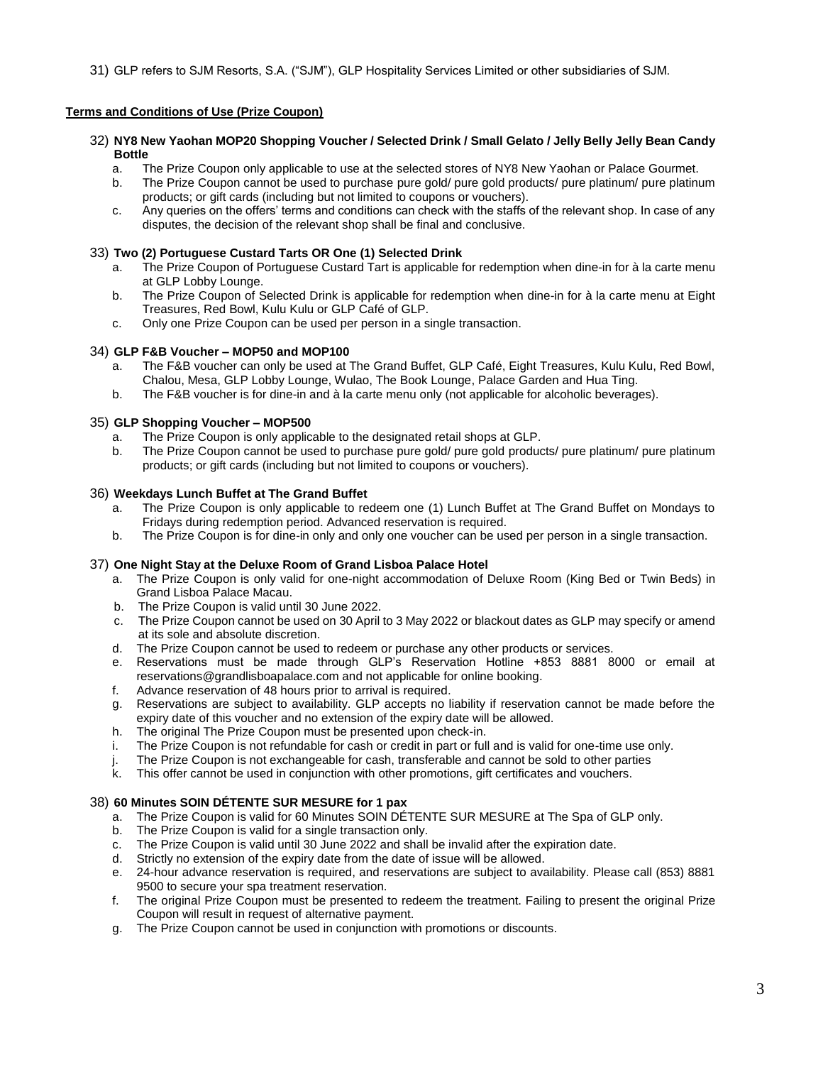31) GLP refers to SJM Resorts, S.A. ("SJM"), GLP Hospitality Services Limited or other subsidiaries of SJM.

**Terms and Conditions of Use (Prize Coupon)**

32) **NY8 New Yaohan MOP20 Shopping Voucher / Selected Drink / Small Gelato / Jelly Belly Jelly Bean Candy Bottle**
   a. The Prize Coupon only applicable to use at the selected stores of NY8 New Yaohan or Palace Gourmet.
   b. The Prize Coupon cannot be used to purchase pure gold/ pure gold products/ pure platinum/ pure platinum products; or gift cards (including but not limited to coupons or vouchers).
   c. Any queries on the offers' terms and conditions can check with the staffs of the relevant shop. In case of any disputes, the decision of the relevant shop shall be final and conclusive.

33) **Two (2) Portuguese Custard Tarts OR One (1) Selected Drink**
   a. The Prize Coupon of Portuguese Custard Tart is applicable for redemption when dine-in for à la carte menu at GLP Lobby Lounge.
   b. The Prize Coupon of Selected Drink is applicable for redemption when dine-in for à la carte menu at Eight Treasures, Red Bowl, Kulu Kulu or GLP Café of GLP.
   c. Only one Prize Coupon can be used per person in a single transaction.

34) **GLP F&B Voucher – MOP50 and MOP100**
   a. The F&B voucher can only be used at The Grand Buffet, GLP Café, Eight Treasures, Kulu Kulu, Red Bowl, Chalou, Mesa, GLP Lobby Lounge, Wulao, The Book Lounge, Palace Garden and Hua Ting.
   b. The F&B voucher is for dine-in and à la carte menu only (not applicable for alcoholic beverages).

35) **GLP Shopping Voucher – MOP500**
   a. The Prize Coupon is only applicable to the designated retail shops at GLP.
   b. The Prize Coupon cannot be used to purchase pure gold/ pure gold products/ pure platinum/ pure platinum products; or gift cards (including but not limited to coupons or vouchers).

36) **Weekdays Lunch Buffet at The Grand Buffet**
   a. The Prize Coupon is only applicable to redeem one (1) Lunch Buffet at The Grand Buffet on Mondays to Fridays during redemption period. Advanced reservation is required.
   b. The Prize Coupon is for dine-in only and only one voucher can be used per person in a single transaction.

37) **One Night Stay at the Deluxe Room of Grand Lisboa Palace Hotel**
   a. The Prize Coupon is only valid for one-night accommodation of Deluxe Room (King Bed or Twin Beds) in Grand Lisboa Palace Macau.
   b. The Prize Coupon is valid until 30 June 2022.
   c. The Prize Coupon cannot be used on 30 April to 3 May 2022 or blackout dates as GLP may specify or amend at its sole and absolute discretion.
   d. The Prize Coupon cannot be used to redeem or purchase any other products or services.
   e. Reservations must be made through GLP's Reservation Hotline +853 8881 8000 or email at reservations@grandlisboapalace.com and not applicable for online booking.
   f. Advance reservation of 48 hours prior to arrival is required.
   g. Reservations are subject to availability. GLP accepts no liability if reservation cannot be made before the expiry date of this voucher and no extension of the expiry date will be allowed.
   h. The original The Prize Coupon must be presented upon check-in.
   i. The Prize Coupon is not refundable for cash or credit in part or full and is valid for one-time use only.
   j. The Prize Coupon is not exchangeable for cash, transferable and cannot be sold to other parties
   k. This offer cannot be used in conjunction with other promotions, gift certificates and vouchers.

38) **60 Minutes SOIN DÉTENTE SUR MESURE for 1 pax**
   a. The Prize Coupon is valid for 60 Minutes SOIN DÉTENTE SUR MESURE at The Spa of GLP only.
   b. The Prize Coupon is valid for a single transaction only.
   c. The Prize Coupon is valid until 30 June 2022 and shall be invalid after the expiration date.
   d. Strictly no extension of the expiry date from the date of issue will be allowed.
   e. 24-hour advance reservation is required, and reservations are subject to availability. Please call (853) 8881 9500 to secure your spa treatment reservation.
   f. The original Prize Coupon must be presented to redeem the treatment. Failing to present the original Prize Coupon will result in request of alternative payment.
   g. The Prize Coupon cannot be used in conjunction with promotions or discounts.